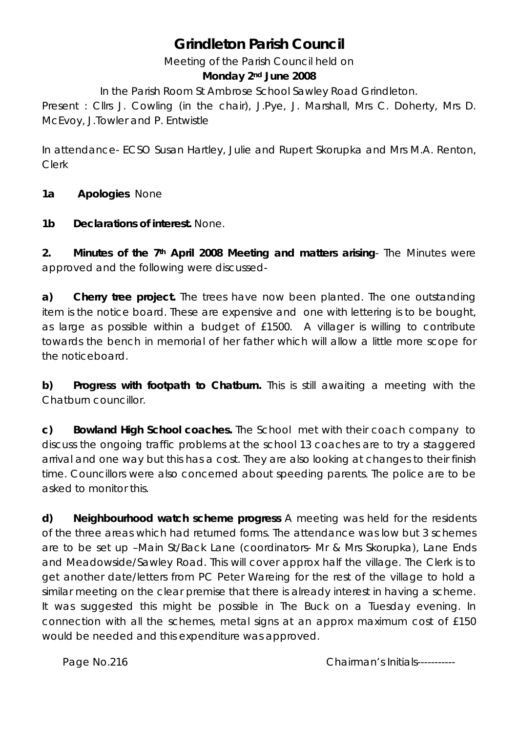# Grindleton Parish Council

Meeting of the Parish Council held on

**Monday 2nd June 2008**

In the Parish Room St Ambrose School Sawley Road Grindleton.

Present : Cllrs J. Cowling (in the chair), J.Pye, J. Marshall, Mrs C. Doherty, Mrs D. McEvoy, J.Towler and P. Entwistle

In attendance- ECSO Susan Hartley, Julie and Rupert Skorupka and Mrs M.A. Renton, Clerk

**1a Apologies** None

**1b Declarations of interest.** None.

**2. Minutes of the 7th April 2008 Meeting and matters arising**- The Minutes were approved and the following were discussed-

**a) Cherry tree project.** The trees have now been planted. The one outstanding item is the notice board. These are expensive and one with lettering is to be bought, as large as possible within a budget of £1500. A villager is willing to contribute towards the bench in memorial of her father which will allow a little more scope for the noticeboard.

**b) Progress with footpath to Chatburn.** This is still awaiting a meeting with the Chatburn councillor.

**c) Bowland High School coaches.** The School met with their coach company to discuss the ongoing traffic problems at the school 13 coaches are to try a staggered arrival and one way but this has a cost. They are also looking at changes to their finish time. Councillors were also concerned about speeding parents. The police are to be asked to monitor this.

**d) Neighbourhood watch scheme progress** A meeting was held for the residents of the three areas which had returned forms. The attendance was low but 3 schemes are to be set up –Main St/Back Lane (coordinators- Mr & Mrs Skorupka), Lane Ends and Meadowside/Sawley Road. This will cover approx half the village. The Clerk is to get another date/letters from PC Peter Wareing for the rest of the village to hold a similar meeting on the clear premise that there is already interest in having a scheme. It was suggested this might be possible in The Buck on a Tuesday evening. In connection with all the schemes, metal signs at an approx maximum cost of £150 would be needed and this expenditure was approved.

Page No.216 Chairman's Initials----------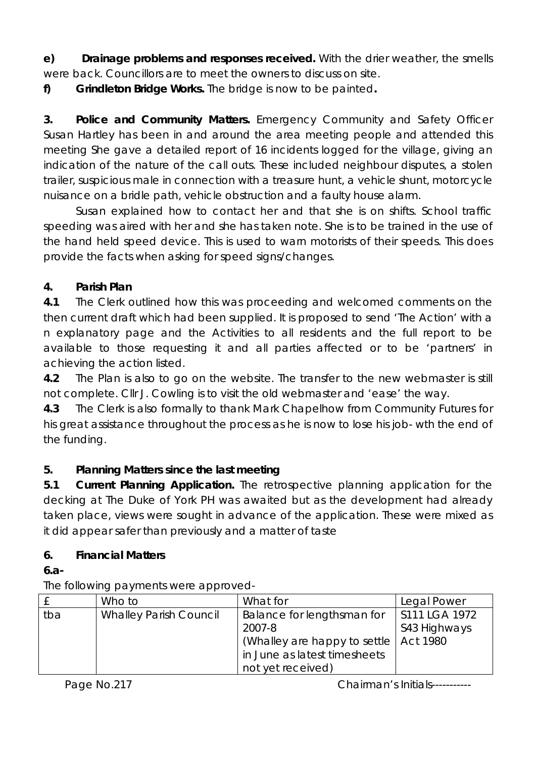**e) Drainage problems and responses received.** With the drier weather, the smells were back. Councillors are to meet the owners to discuss on site.

**f) Grindleton Bridge Works.** The bridge is now to be painted**.**

**3. Police and Community Matters.** Emergency Community and Safety Officer Susan Hartley has been in and around the area meeting people and attended this meeting She gave a detailed report of 16 incidents logged for the village, giving an indication of the nature of the call outs. These included neighbour disputes, a stolen trailer, suspicious male in connection with a treasure hunt, a vehicle shunt, motorcycle nuisance on a bridle path, vehicle obstruction and a faulty house alarm.

Susan explained how to contact her and that she is on shifts. School traffic speeding was aired with her and she has taken note. She is to be trained in the use of the hand held speed device. This is used to warn motorists of their speeds. This does provide the facts when asking for speed signs/changes.

**4. Parish Plan**

**4.1** The Clerk outlined how this was proceeding and welcomed comments on the then current draft which had been supplied. It is proposed to send 'The Action' with a n explanatory page and the Activities to all residents and the full report to be available to those requesting it and all parties affected or to be 'partners' in achieving the action listed.

**4.2** The Plan is also to go on the website. The transfer to the new webmaster is still not complete. Cllr J. Cowling is to visit the old webmaster and 'ease' the way.

**4.3** The Clerk is also formally to thank Mark Chapelhow from Community Futures for his great assistance throughout the process as he is now to lose his job- wth the end of the funding.

**5. Planning Matters since the last meeting**

**5.1 Current Planning Application.** The retrospective planning application for the decking at The Duke of York PH was awaited but as the development had already taken place, views were sought in advance of the application. These were mixed as it did appear safer than previously and a matter of taste

**6. Financial Matters**

**6.a-**

The following payments were approved-

| £ | Who to | What for | Legal Power |
|---|---|---|---|
| tba | Whalley Parish Council | Balance for lengthsman for 2007-8 (Whalley are happy to settle in June as latest timesheets not yet received) | S111 LGA 1972 S43 Highways Act 1980 |

Chairman's Initials----------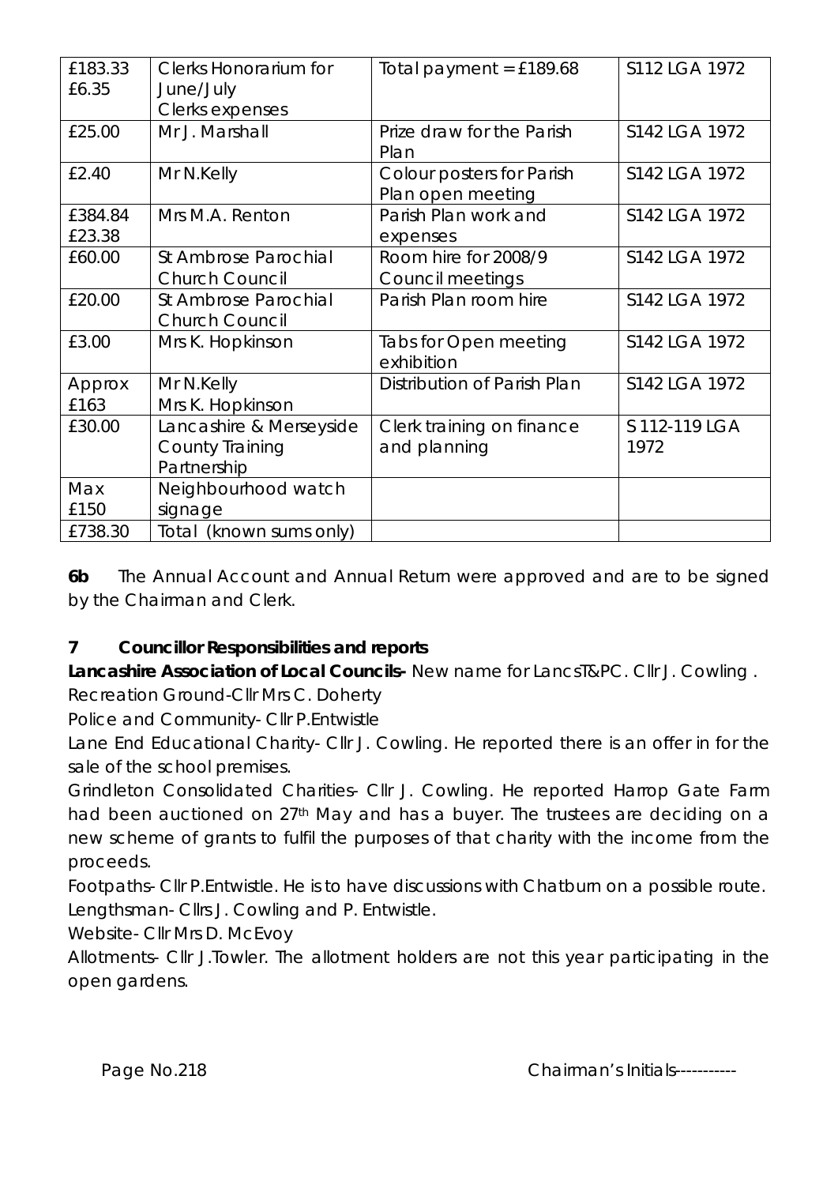| | | | |
|---|---|---|---|
| £183.33<br>£6.35 | Clerks Honorarium for June/July<br>Clerks expenses | Total payment = £189.68 | S112 LGA 1972 |
| £25.00 | Mr J. Marshall | Prize draw for the Parish Plan | S142 LGA 1972 |
| £2.40 | Mr N.Kelly | Colour posters for Parish Plan open meeting | S142 LGA 1972 |
| £384.84<br>£23.38 | Mrs M.A. Renton | Parish Plan work and expenses | S142 LGA 1972 |
| £60.00 | St Ambrose Parochial Church Council | Room hire for 2008/9 Council meetings | S142 LGA 1972 |
| £20.00 | St Ambrose Parochial Church Council | Parish Plan room hire | S142 LGA 1972 |
| £3.00 | Mrs K. Hopkinson | Tabs for Open meeting exhibition | S142 LGA 1972 |
| Approx £163 | Mr N.Kelly<br>Mrs K. Hopkinson | Distribution of Parish Plan | S142 LGA 1972 |
| £30.00 | Lancashire & Merseyside County Training Partnership | Clerk training on finance and planning | S 112-119 LGA 1972 |
| Max £150 | Neighbourhood watch signage | | |
| £738.30 | Total (known sums only) | | |

**6b** The Annual Account and Annual Return were approved and are to be signed by the Chairman and Clerk.

**7 Councillor Responsibilities and reports**

**Lancashire Association of Local Councils-** New name for LancsT&PC. Cllr J. Cowling .

Recreation Ground-Cllr Mrs C. Doherty

Police and Community- Cllr P.Entwistle

Lane End Educational Charity- Cllr J. Cowling. He reported there is an offer in for the sale of the school premises.

Grindleton Consolidated Charities- Cllr J. Cowling. He reported Harrop Gate Farm had been auctioned on 27th May and has a buyer. The trustees are deciding on a new scheme of grants to fulfil the purposes of that charity with the income from the proceeds.

Footpaths- Cllr P.Entwistle. He is to have discussions with Chatburn on a possible route.

Lengthsman- Cllrs J. Cowling and P. Entwistle.

Website- Cllr Mrs D. McEvoy

Allotments- Cllr J.Towler. The allotment holders are not this year participating in the open gardens.

Page No.218 Chairman's Initials----------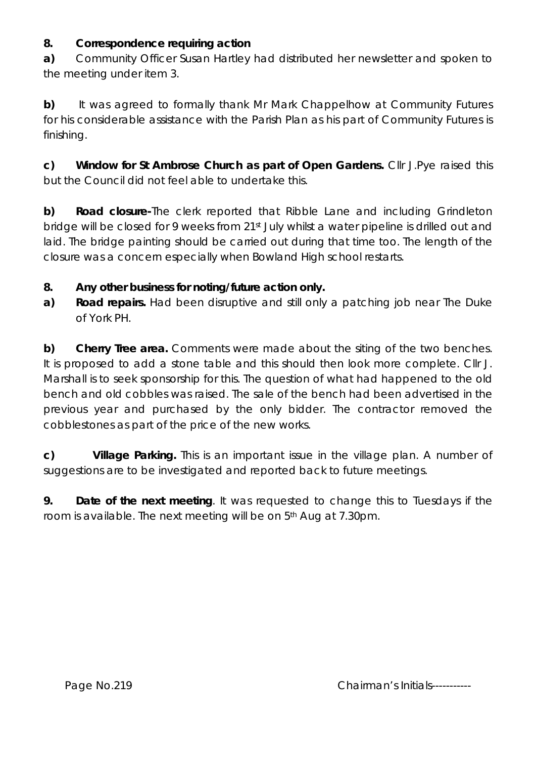**8. Correspondence requiring action**

**a)** Community Officer Susan Hartley had distributed her newsletter and spoken to the meeting under item 3.

**b)** It was agreed to formally thank Mr Mark Chappelhow at Community Futures for his considerable assistance with the Parish Plan as his part of Community Futures is finishing.

**c) Window for St Ambrose Church as part of Open Gardens.** Cllr J.Pye raised this but the Council did not feel able to undertake this.

**b) Road closure-**The clerk reported that Ribble Lane and including Grindleton bridge will be closed for 9 weeks from 21st July whilst a water pipeline is drilled out and laid. The bridge painting should be carried out during that time too. The length of the closure was a concern especially when Bowland High school restarts.

**8. Any other business for noting/future action only.**

**a) Road repairs.** Had been disruptive and still only a patching job near The Duke of York PH.

**b) Cherry Tree area.** Comments were made about the siting of the two benches. It is proposed to add a stone table and this should then look more complete. Cllr J. Marshall is to seek sponsorship for this. The question of what had happened to the old bench and old cobbles was raised. The sale of the bench had been advertised in the previous year and purchased by the only bidder. The contractor removed the cobblestones as part of the price of the new works.

**c) Village Parking.** This is an important issue in the village plan. A number of suggestions are to be investigated and reported back to future meetings.

**9. Date of the next meeting**. It was requested to change this to Tuesdays if the room is available. The next meeting will be on 5th Aug at 7.30pm.

Page No.219 Chairman's Initials----------